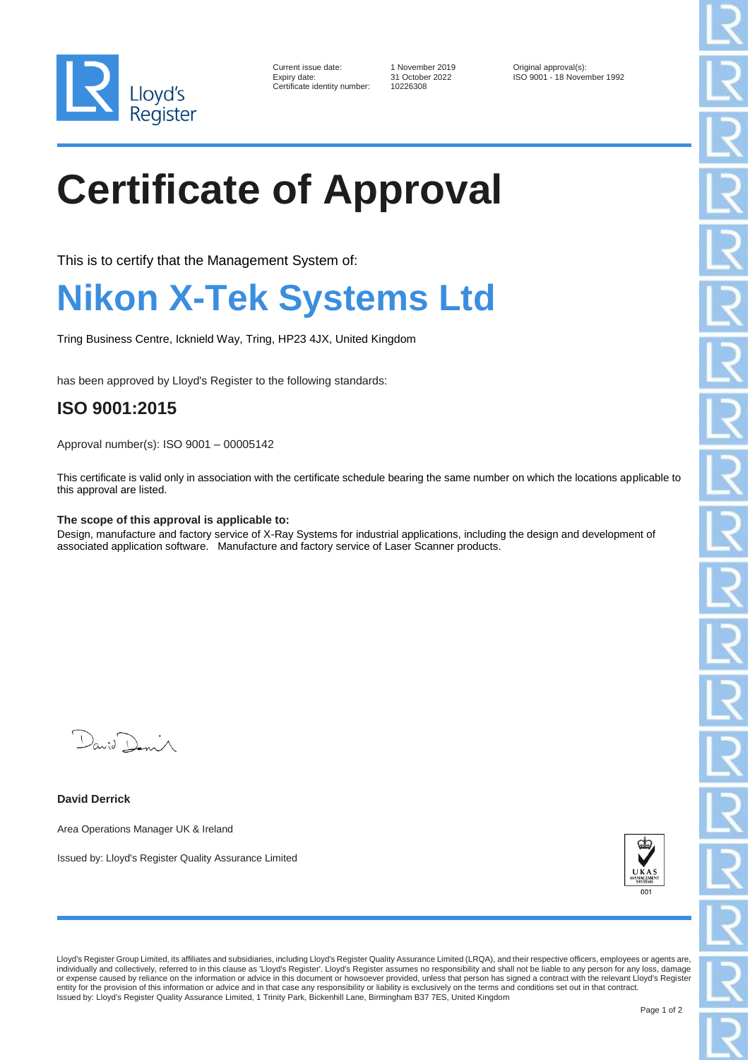Current issue date: 1 November 2019
Expiry date: 31 October 2022
Certificate identity number: 10226308

Original approval(s):
ISO 9001 - 18 November 1992

# Certificate of Approval

This is to certify that the Management System of:

# Nikon X-Tek Systems Ltd

Tring Business Centre, Icknield Way, Tring, HP23 4JX, United Kingdom

has been approved by Lloyd's Register to the following standards:

## ISO 9001:2015

Approval number(s): ISO 9001 – 00005142

This certificate is valid only in association with the certificate schedule bearing the same number on which the locations applicable to this approval are listed.

**The scope of this approval is applicable to:**
Design, manufacture and factory service of X-Ray Systems for industrial applications, including the design and development of associated application software. Manufacture and factory service of Laser Scanner products.

**David Derrick**

Area Operations Manager UK & Ireland

Issued by: Lloyd's Register Quality Assurance Limited

Lloyd's Register Group Limited, its affiliates and subsidiaries, including Lloyd's Register Quality Assurance Limited (LRQA), and their respective officers, employees or agents are, individually and collectively, referred to in this clause as 'Lloyd's Register'. Lloyd's Register assumes no responsibility and shall not be liable to any person for any loss, damage or expense caused by reliance on the information or advice in this document or howsoever provided, unless that person has signed a contract with the relevant Lloyd's Register entity for the provision of this information or advice and in that case any responsibility or liability is exclusively on the terms and conditions set out in that contract.
Issued by: Lloyd's Register Quality Assurance Limited, 1 Trinity Park, Bickenhill Lane, Birmingham B37 7ES, United Kingdom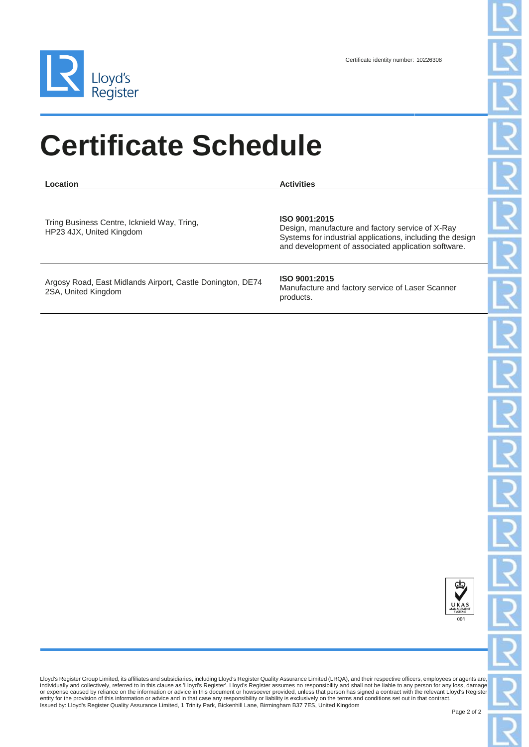Lloyd's Register

Certificate identity number: 10226308

# Certificate Schedule

| Location | Activities |
| --- | --- |
| Tring Business Centre, Icknield Way, Tring, HP23 4JX, United Kingdom | **ISO 9001:2015**<br>Design, manufacture and factory service of X-Ray Systems for industrial applications, including the design and development of associated application software. |
| Argosy Road, East Midlands Airport, Castle Donington, DE74 2SA, United Kingdom | **ISO 9001:2015**<br>Manufacture and factory service of Laser Scanner products. |

UKAS MANAGEMENT SYSTEMS 001

Lloyd's Register Group Limited, its affiliates and subsidiaries, including Lloyd's Register Quality Assurance Limited (LRQA), and their respective officers, employees or agents are, individually and collectively, referred to in this clause as 'Lloyd's Register'. Lloyd's Register assumes no responsibility and shall not be liable to any person for any loss, damage or expense caused by reliance on the information or advice in this document or howsoever provided, unless that person has signed a contract with the relevant Lloyd's Register entity for the provision of this information or advice and in that case any responsibility or liability is exclusively on the terms and conditions set out in that contract.
Issued by: Lloyd's Register Quality Assurance Limited, 1 Trinity Park, Bickenhill Lane, Birmingham B37 7ES, United Kingdom